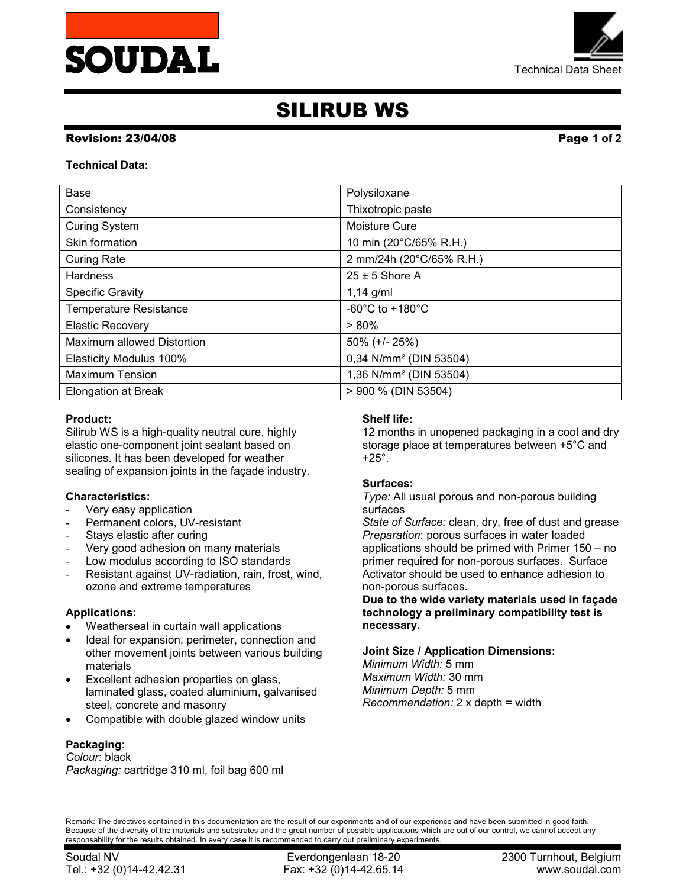# SILIRUB WS

**Revision: 23/04/08**

**Technical Data:**

| Base | Polysiloxane |
|---|---|
| Consistency | Thixotropic paste |
| Curing System | Moisture Cure |
| Skin formation | 10 min (20°C/65% R.H.) |
| Curing Rate | 2 mm/24h (20°C/65% R.H.) |
| Hardness | 25 ± 5 Shore A |
| Specific Gravity | 1,14 g/ml |
| Temperature Resistance | -60°C to +180°C |
| Elastic Recovery | > 80% |
| Maximum allowed Distortion | 50% (+/- 25%) |
| Elasticity Modulus 100% | 0,34 N/mm² (DIN 53504) |
| Maximum Tension | 1,36 N/mm² (DIN 53504) |
| Elongation at Break | > 900 % (DIN 53504) |

**Product:**
Silirub WS is a high-quality neutral cure, highly elastic one-component joint sealant based on silicones. It has been developed for weather sealing of expansion joints in the façade industry.

**Characteristics:**
- Very easy application
- Permanent colors, UV-resistant
- Stays elastic after curing
- Very good adhesion on many materials
- Low modulus according to ISO standards
- Resistant against UV-radiation, rain, frost, wind, ozone and extreme temperatures

**Applications:**
- Weatherseal in curtain wall applications
- Ideal for expansion, perimeter, connection and other movement joints between various building materials
- Excellent adhesion properties on glass, laminated glass, coated aluminium, galvanised steel, concrete and masonry
- Compatible with double glazed window units

**Packaging:**
*Colour*: black
*Packaging:* cartridge 310 ml, foil bag 600 ml

**Shelf life:**
12 months in unopened packaging in a cool and dry storage place at temperatures between +5°C and +25°.

**Surfaces:**
*Type:* All usual porous and non-porous building surfaces
*State of Surface:* clean, dry, free of dust and grease
*Preparation*: porous surfaces in water loaded applications should be primed with Primer 150 – no primer required for non-porous surfaces. Surface Activator should be used to enhance adhesion to non-porous surfaces.
**Due to the wide variety materials used in façade technology a preliminary compatibility test is necessary.**

**Joint Size / Application Dimensions:**
*Minimum Width:* 5 mm
*Maximum Width:* 30 mm
*Minimum Depth:* 5 mm
*Recommendation:* 2 x depth = width

Remark: The directives contained in this documentation are the result of our experiments and of our experience and have been submitted in good faith. Because of the diversity of the materials and substrates and the great number of possible applications which are out of our control, we cannot accept any responsability for the results obtained. In every case it is recommended to carry out preliminary experiments.

Soudal NV | Everdongenlaan 18-20 | 2300 Turnhout, Belgium
Tel.: +32 (0)14-42.42.31 | Fax: +32 (0)14-42.65.14 | www.soudal.com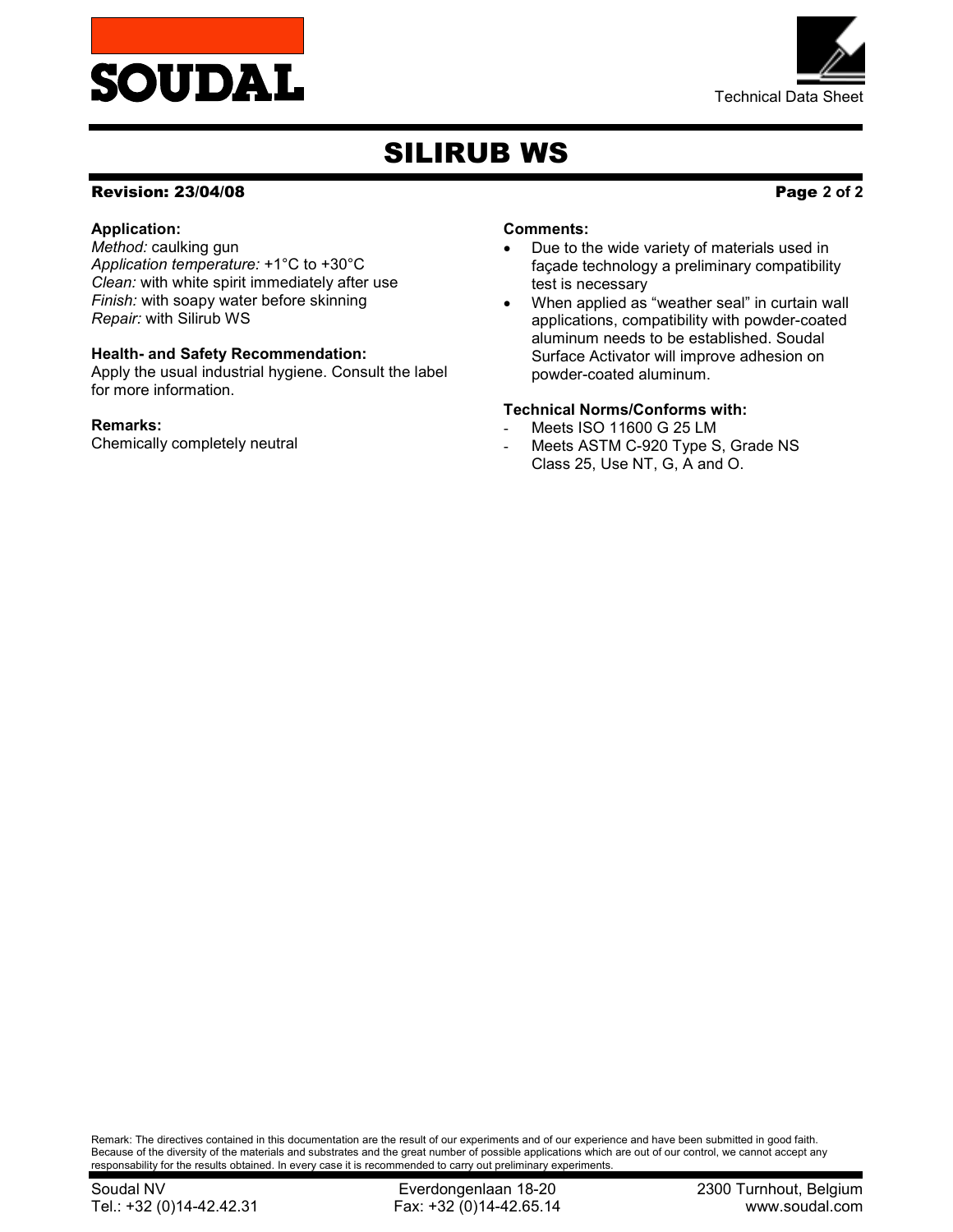# SILIRUB WS

**Revision: 23/04/08**

**Application:**
*Method:* caulking gun
*Application temperature:* +1°C to +30°C
*Clean:* with white spirit immediately after use
*Finish:* with soapy water before skinning
*Repair:* with Silirub WS

**Health- and Safety Recommendation:**
Apply the usual industrial hygiene. Consult the label for more information.

**Remarks:**
Chemically completely neutral

**Comments:**

- Due to the wide variety of materials used in façade technology a preliminary compatibility test is necessary
- When applied as “weather seal” in curtain wall applications, compatibility with powder-coated aluminum needs to be established. Soudal Surface Activator will improve adhesion on powder-coated aluminum.

**Technical Norms/Conforms with:**

- Meets ISO 11600 G 25 LM
- Meets ASTM C-920 Type S, Grade NS Class 25, Use NT, G, A and O.

Remark: The directives contained in this documentation are the result of our experiments and of our experience and have been submitted in good faith. Because of the diversity of the materials and substrates and the great number of possible applications which are out of our control, we cannot accept any responsability for the results obtained. In every case it is recommended to carry out preliminary experiments.

Soudal NV | Everdongenlaan 18-20 | 2300 Turnhout, Belgium
Tel.: +32 (0)14-42.42.31 | Fax: +32 (0)14-42.65.14 | www.soudal.com